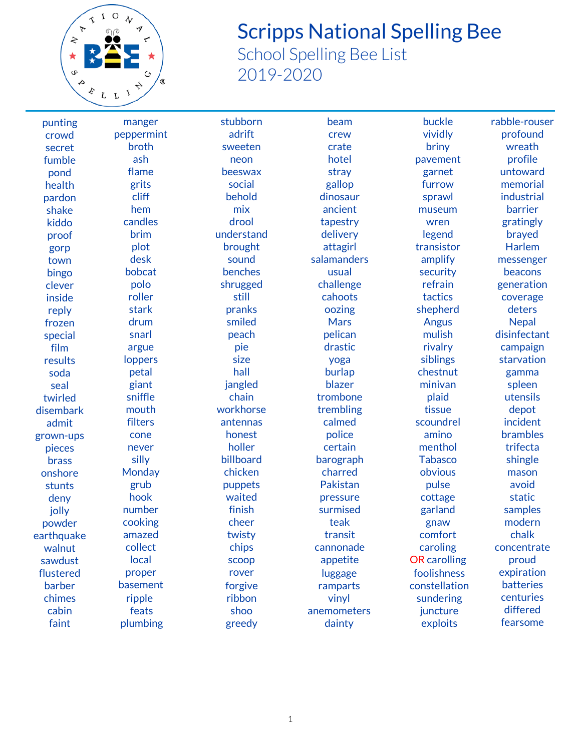# Scripps National Spelling Bee

## School Spelling Bee List
## 2019-2020

punting
crowd
secret
fumble
pond
health
pardon
shake
kiddo
proof
gorp
town
bingo
clever
inside
reply
frozen
special
film
results
soda
seal
twirled
disembark
admit
grown-ups
pieces
brass
onshore
stunts
deny
jolly
powder
earthquake
walnut
sawdust
flustered
barber
chimes
cabin
faint

manger
peppermint
broth
ash
flame
grits
cliff
hem
candles
brim
plot
desk
bobcat
polo
roller
stark
drum
snarl
argue
loppers
petal
giant
sniffle
mouth
filters
cone
never
silly
Monday
grub
hook
number
cooking
amazed
collect
local
proper
basement
ripple
feats
plumbing

stubborn
adrift
sweeten
neon
beeswax
social
behold
mix
drool
understand
brought
sound
benches
shrugged
still
pranks
smiled
peach
pie
size
hall
jangled
chain
workhorse
antennas
honest
holler
billboard
chicken
puppets
waited
finish
cheer
twisty
chips
scoop
rover
forgive
ribbon
shoo
greedy

beam
crew
crate
hotel
stray
gallop
dinosaur
ancient
tapestry
delivery
attagirl
salamanders
usual
challenge
cahoots
oozing
Mars
pelican
drastic
yoga
burlap
blazer
trombone
trembling
calmed
police
certain
barograph
charred
Pakistan
pressure
surmised
teak
transit
cannonade
appetite
luggage
ramparts
vinyl
anemometers
dainty

buckle
vividly
briny
pavement
garnet
furrow
sprawl
museum
wren
legend
transistor
amplify
security
refrain
tactics
shepherd
Angus
mulish
rivalry
siblings
chestnut
minivan
plaid
tissue
scoundrel
amino
menthol
Tabasco
obvious
pulse
cottage
garland
gnaw
comfort
caroling
OR carolling
foolishness
constellation
sundering
juncture
exploits

rabble-rouser
profound
wreath
profile
untoward
memorial
industrial
barrier
gratingly
brayed
Harlem
messenger
beacons
generation
coverage
deters
Nepal
disinfectant
campaign
starvation
gamma
spleen
utensils
depot
incident
brambles
trifecta
shingle
mason
avoid
static
samples
modern
chalk
concentrate
proud
expiration
batteries
centuries
differed
fearsome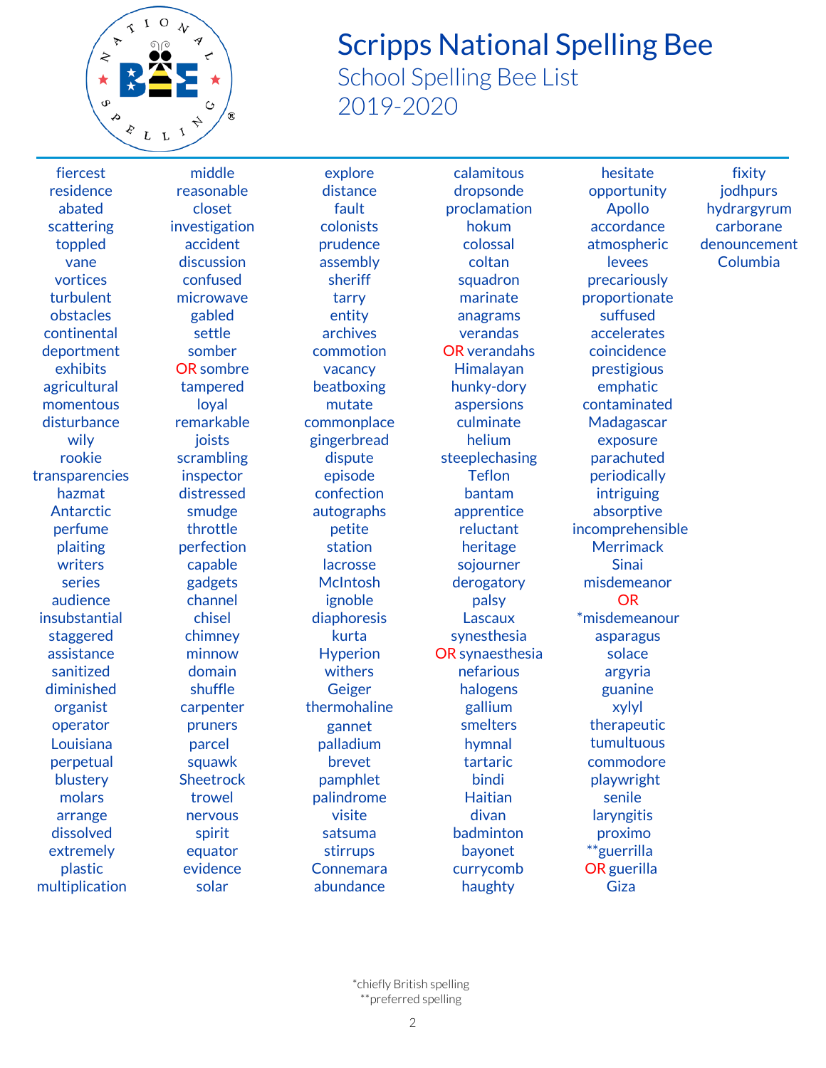# Scripps National Spelling Bee

## School Spelling Bee List

## 2019-2020

fiercest
residence
abated
scattering
toppled
vane
vortices
turbulent
obstacles
continental
deportment
exhibits
agricultural
momentous
disturbance
wily
rookie
transparencies
hazmat
Antarctic
perfume
plaiting
writers
series
audience
insubstantial
staggered
assistance
sanitized
diminished
organist
operator
Louisiana
perpetual
blustery
molars
arrange
dissolved
extremely
plastic
multiplication

middle
reasonable
closet
investigation
accident
discussion
confused
microwave
gabled
settle
somber
OR sombre
tampered
loyal
remarkable
joists
scrambling
inspector
distressed
smudge
throttle
perfection
capable
gadgets
channel
chisel
chimney
minnow
domain
shuffle
carpenter
pruners
parcel
squawk
Sheetrock
trowel
nervous
spirit
equator
evidence
solar

explore
distance
fault
colonists
prudence
assembly
sheriff
tarry
entity
archives
commotion
vacancy
beatboxing
mutate
commonplace
gingerbread
dispute
episode
confection
autographs
petite
station
lacrosse
McIntosh
ignoble
diaphoresis
kurta
Hyperion
withers
Geiger
thermohaline
gannet
palladium
brevet
pamphlet
palindrome
visite
satsuma
stirrups
Connemara
abundance

calamitous
dropsonde
proclamation
hokum
colossal
coltan
squadron
marinate
anagrams
verandas
OR verandahs
Himalayan
hunky-dory
aspersions
culminate
helium
steeplechasing
Teflon
bantam
apprentice
reluctant
heritage
sojourner
derogatory
palsy
Lascaux
synesthesia
OR synaesthesia
nefarious
halogens
gallium
smelters
hymnal
tartaric
bindi
Haitian
divan
badminton
bayonet
currycomb
haughty

hesitate
opportunity
Apollo
accordance
atmospheric
levees
precariously
proportionate
suffused
accelerates
coincidence
prestigious
emphatic
contaminated
Madagascar
exposure
parachuted
periodically
intriguing
absorptive
incomprehensible
Merrimack
Sinai
misdemeanor
OR
*misdemeanour
asparagus
solace
argyria
guanine
xylyl
therapeutic
tumultuous
commodore
playwright
senile
laryngitis
proximo
**guerrilla
OR guerilla
Giza

fixity
jodhpurs
hydrargyrum
carborane
denouncement
Columbia

*chiefly British spelling
**preferred spelling